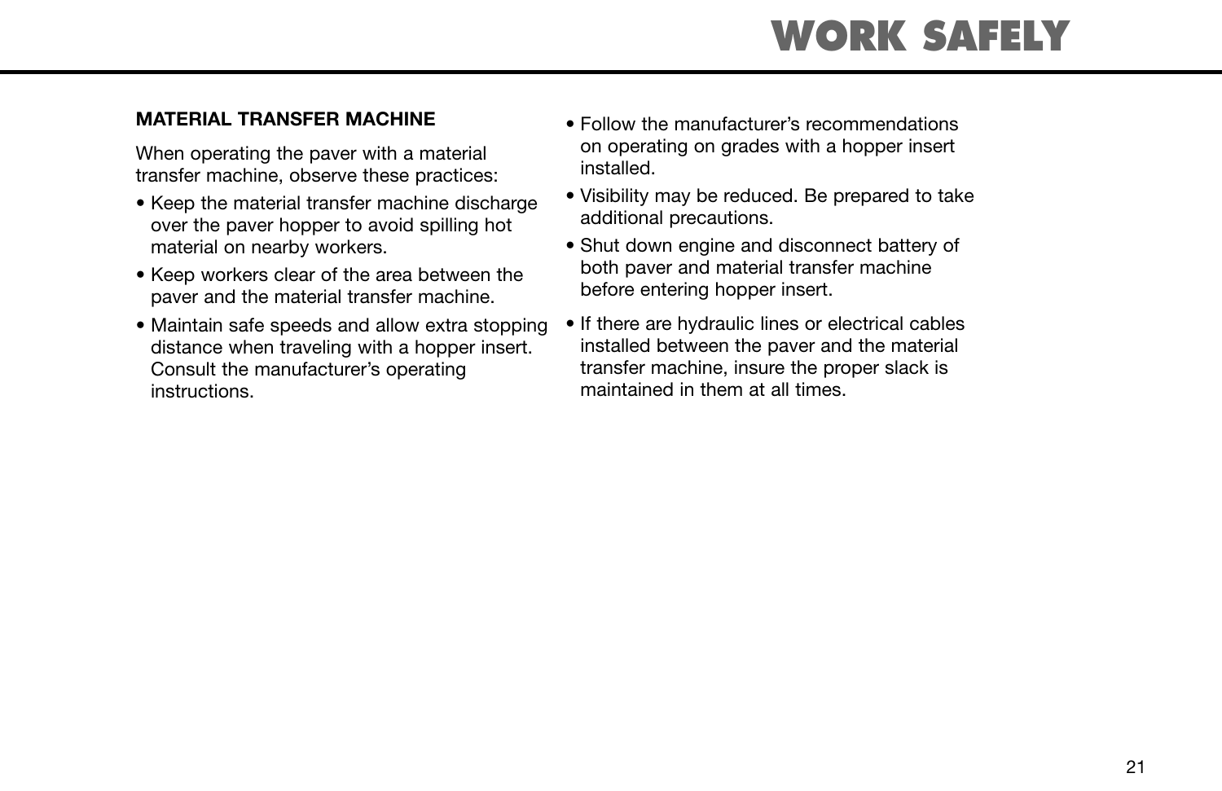### MATERIAL TRANSFER MACHINE

When operating the paver with a material transfer machine, observe these practices:

- Keep the material transfer machine discharge over the paver hopper to avoid spilling hot material on nearby workers.
- Keep workers clear of the area between the paver and the material transfer machine.
- Maintain safe speeds and allow extra stopping distance when traveling with a hopper insert. Consult the manufacturer's operating instructions.
- Follow the manufacturer's recommendations on operating on grades with a hopper insert installed.
- Visibility may be reduced. Be prepared to take additional precautions.
- Shut down engine and disconnect battery of both paver and material transfer machine before entering hopper insert.
- If there are hydraulic lines or electrical cables installed between the paver and the material transfer machine, insure the proper slack is maintained in them at all times.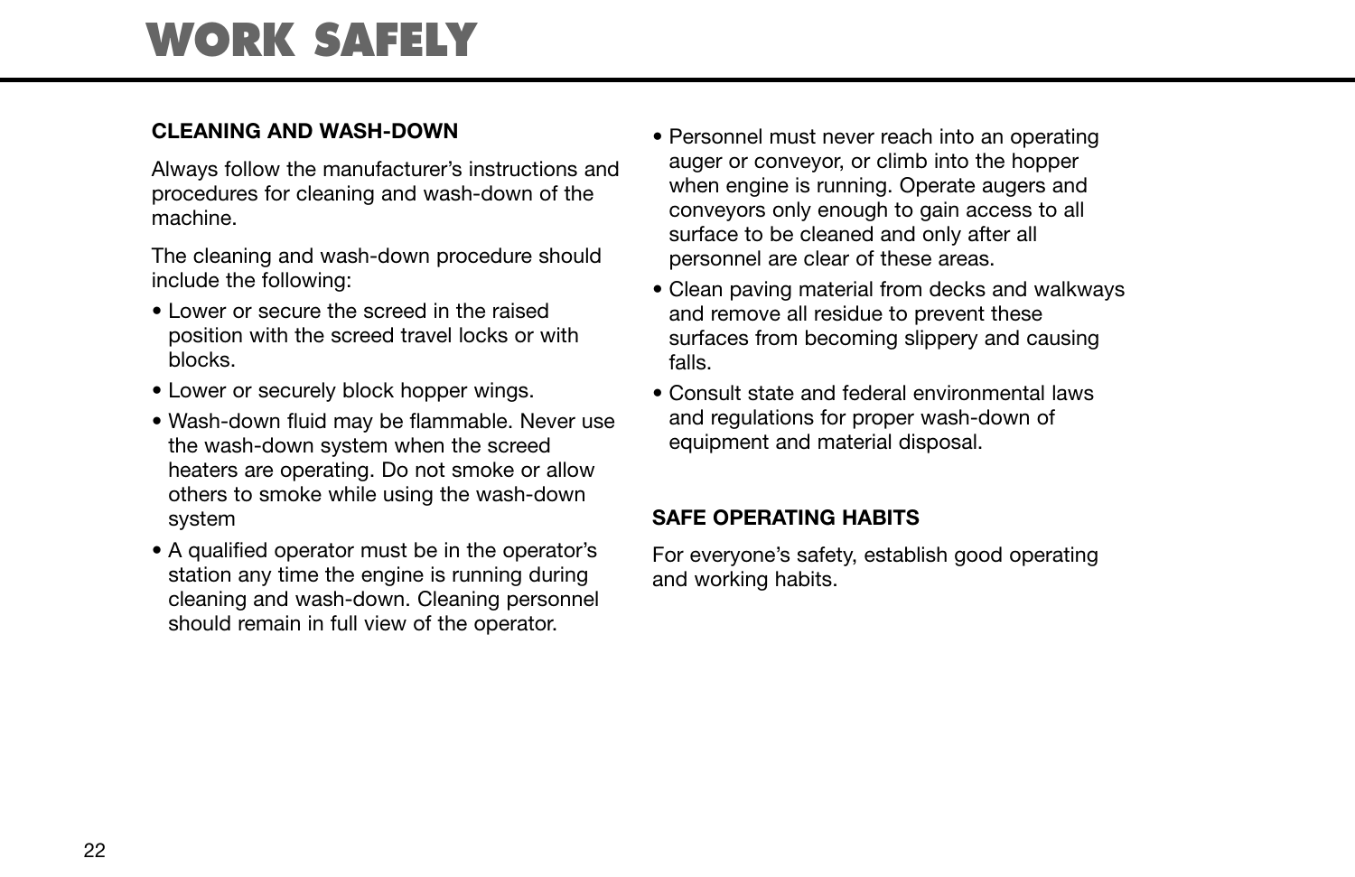# WORK SAFELY

## CLEANING AND WASH-DOWN

Always follow the manufacturer's instructions and procedures for cleaning and wash-down of the machine.

The cleaning and wash-down procedure should include the following:

- Lower or secure the screed in the raised position with the screed travel locks or with blocks.
- Lower or securely block hopper wings.
- Wash-down fluid may be flammable. Never use the wash-down system when the screed heaters are operating. Do not smoke or allow others to smoke while using the wash-down system
- A qualified operator must be in the operator's station any time the engine is running during cleaning and wash-down. Cleaning personnel should remain in full view of the operator.
- Personnel must never reach into an operating auger or conveyor, or climb into the hopper when engine is running. Operate augers and conveyors only enough to gain access to all surface to be cleaned and only after all personnel are clear of these areas.
- Clean paving material from decks and walkways and remove all residue to prevent these surfaces from becoming slippery and causing falls.
- Consult state and federal environmental laws and regulations for proper wash-down of equipment and material disposal.

## SAFE OPERATING HABITS

For everyone's safety, establish good operating and working habits.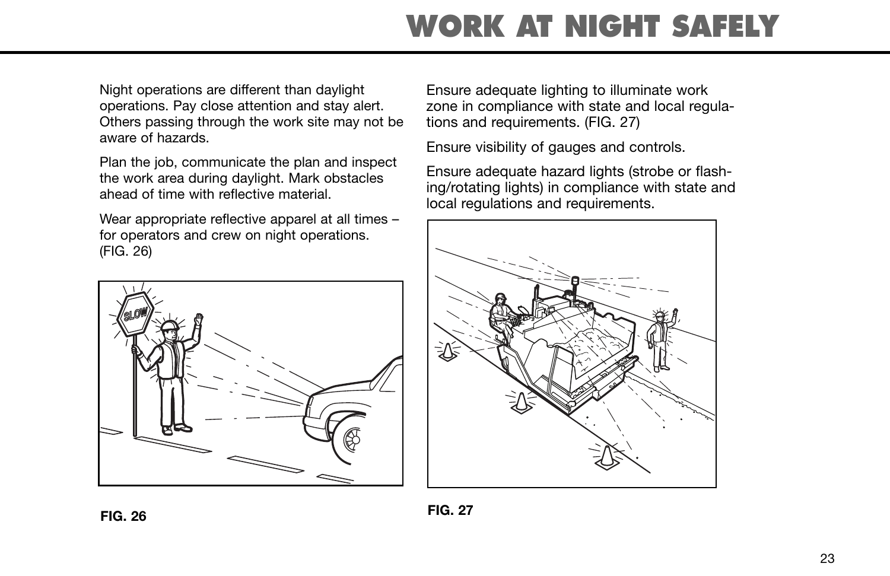# WORK AT NIGHT SAFELY

Night operations are different than daylight operations. Pay close attention and stay alert. Others passing through the work site may not be aware of hazards.

Plan the job, communicate the plan and inspect the work area during daylight. Mark obstacles ahead of time with reflective material.

Wear appropriate reflective apparel at all times – for operators and crew on night operations. (FIG. 26)

**FIG. 26**

Ensure adequate lighting to illuminate work zone in compliance with state and local regulations and requirements. (FIG. 27)

Ensure visibility of gauges and controls.

Ensure adequate hazard lights (strobe or flashing/rotating lights) in compliance with state and local regulations and requirements.

**FIG. 27**